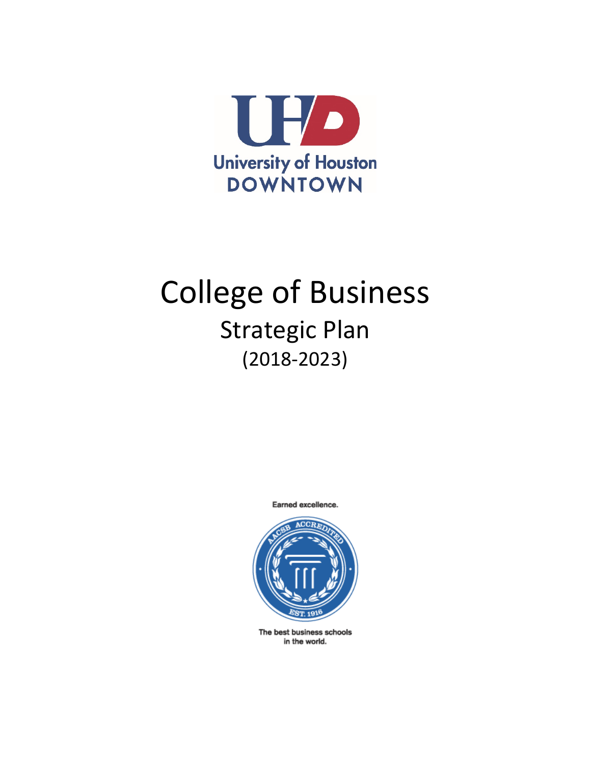UHD

University of Houston
DOWNTOWN

# College of Business

## Strategic Plan

(2018-2023)

Earned excellence.

AACSB ACCREDITED

EST. 1916

The best business schools in the world.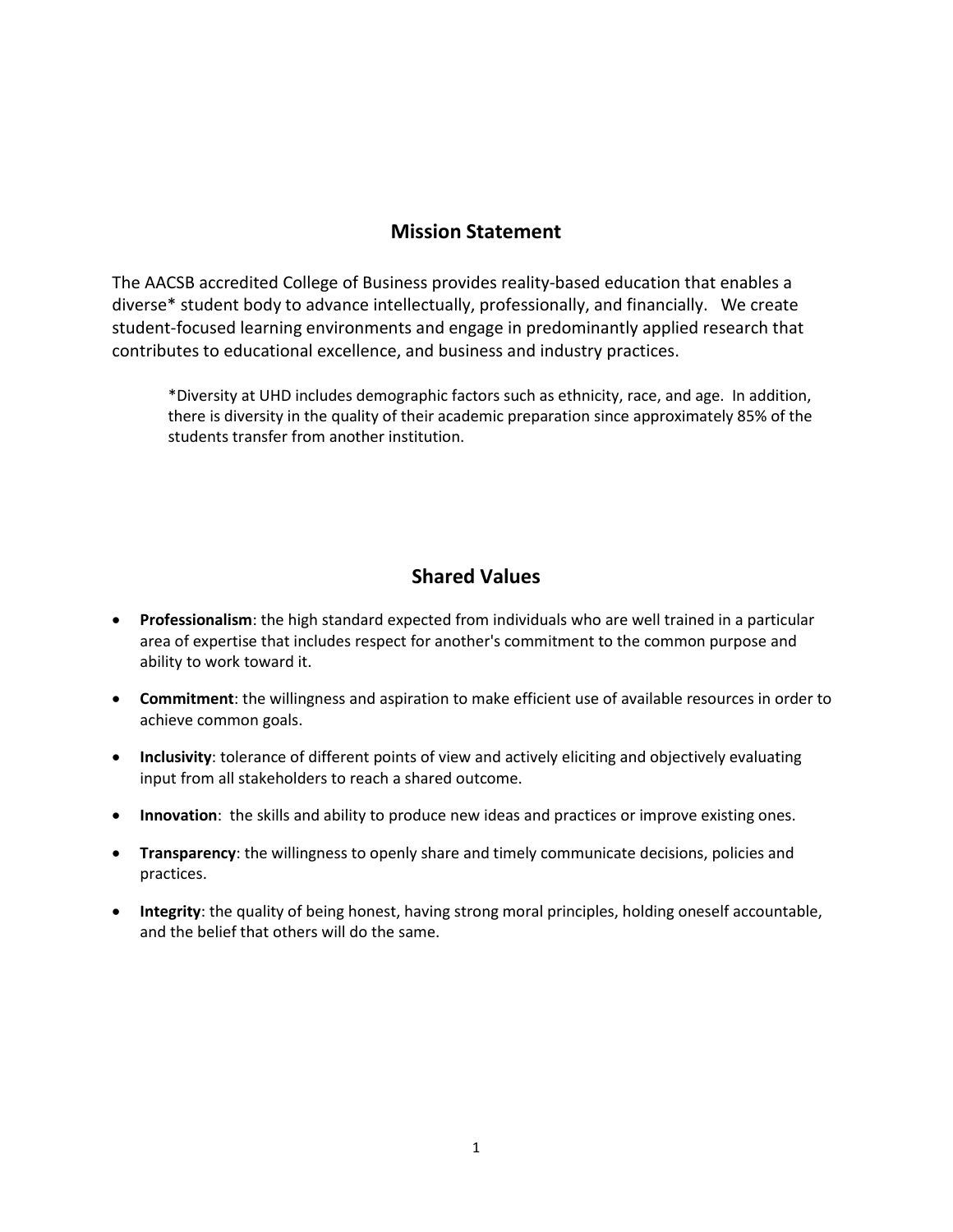## Mission Statement

The AACSB accredited College of Business provides reality-based education that enables a diverse* student body to advance intellectually, professionally, and financially. We create student-focused learning environments and engage in predominantly applied research that contributes to educational excellence, and business and industry practices.

> *Diversity at UHD includes demographic factors such as ethnicity, race, and age. In addition, there is diversity in the quality of their academic preparation since approximately 85% of the students transfer from another institution.

## Shared Values

- **Professionalism**: the high standard expected from individuals who are well trained in a particular area of expertise that includes respect for another's commitment to the common purpose and ability to work toward it.
- **Commitment**: the willingness and aspiration to make efficient use of available resources in order to achieve common goals.
- **Inclusivity**: tolerance of different points of view and actively eliciting and objectively evaluating input from all stakeholders to reach a shared outcome.
- **Innovation**: the skills and ability to produce new ideas and practices or improve existing ones.
- **Transparency**: the willingness to openly share and timely communicate decisions, policies and practices.
- **Integrity**: the quality of being honest, having strong moral principles, holding oneself accountable, and the belief that others will do the same.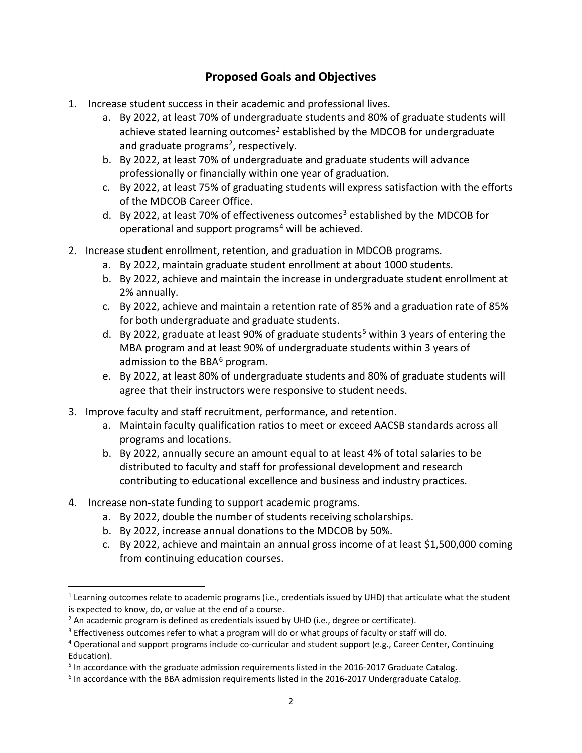## Proposed Goals and Objectives

1. Increase student success in their academic and professional lives.
   a. By 2022, at least 70% of undergraduate students and 80% of graduate students will achieve stated learning outcomes[1] established by the MDCOB for undergraduate and graduate programs[2], respectively.
   b. By 2022, at least 70% of undergraduate and graduate students will advance professionally or financially within one year of graduation.
   c. By 2022, at least 75% of graduating students will express satisfaction with the efforts of the MDCOB Career Office.
   d. By 2022, at least 70% of effectiveness outcomes[3] established by the MDCOB for operational and support programs[4] will be achieved.
2. Increase student enrollment, retention, and graduation in MDCOB programs.
   a. By 2022, maintain graduate student enrollment at about 1000 students.
   b. By 2022, achieve and maintain the increase in undergraduate student enrollment at 2% annually.
   c. By 2022, achieve and maintain a retention rate of 85% and a graduation rate of 85% for both undergraduate and graduate students.
   d. By 2022, graduate at least 90% of graduate students[5] within 3 years of entering the MBA program and at least 90% of undergraduate students within 3 years of admission to the BBA[6] program.
   e. By 2022, at least 80% of undergraduate students and 80% of graduate students will agree that their instructors were responsive to student needs.
3. Improve faculty and staff recruitment, performance, and retention.
   a. Maintain faculty qualification ratios to meet or exceed AACSB standards across all programs and locations.
   b. By 2022, annually secure an amount equal to at least 4% of total salaries to be distributed to faculty and staff for professional development and research contributing to educational excellence and business and industry practices.
4. Increase non-state funding to support academic programs.
   a. By 2022, double the number of students receiving scholarships.
   b. By 2022, increase annual donations to the MDCOB by 50%.
   c. By 2022, achieve and maintain an annual gross income of at least $1,500,000 coming from continuing education courses.

---

[1] Learning outcomes relate to academic programs (i.e., credentials issued by UHD) that articulate what the student is expected to know, do, or value at the end of a course.

[2] An academic program is defined as credentials issued by UHD (i.e., degree or certificate).

[3] Effectiveness outcomes refer to what a program will do or what groups of faculty or staff will do.

[4] Operational and support programs include co-curricular and student support (e.g., Career Center, Continuing Education).

[5] In accordance with the graduate admission requirements listed in the 2016-2017 Graduate Catalog.

[6] In accordance with the BBA admission requirements listed in the 2016-2017 Undergraduate Catalog.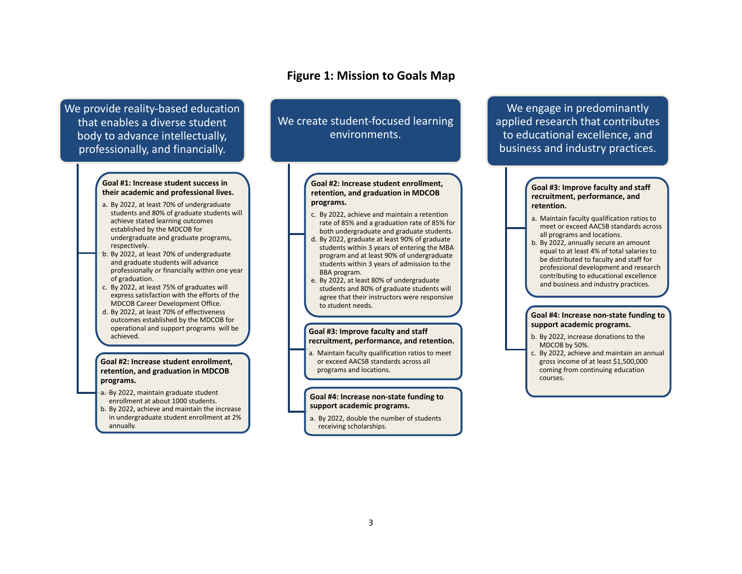# Figure 1: Mission to Goals Map

## We provide reality-based education that enables a diverse student body to advance intellectually, professionally, and financially.

**Goal #1: Increase student success in their academic and professional lives.**

a. By 2022, at least 70% of undergraduate students and 80% of graduate students will achieve stated learning outcomes established by the MDCOB for undergraduate and graduate programs, respectively.
b. By 2022, at least 70% of undergraduate and graduate students will advance professionally or financially within one year of graduation.
c. By 2022, at least 75% of graduates will express satisfaction with the efforts of the MDCOB Career Development Office.
d. By 2022, at least 70% of effectiveness outcomes established by the MDCOB for operational and support programs will be achieved.

**Goal #2: Increase student enrollment, retention, and graduation in MDCOB programs.**

a. By 2022, maintain graduate student enrollment at about 1000 students.
b. By 2022, achieve and maintain the increase in undergraduate student enrollment at 2% annually.

## We create student-focused learning environments.

**Goal #2: Increase student enrollment, retention, and graduation in MDCOB programs.**

c. By 2022, achieve and maintain a retention rate of 85% and a graduation rate of 85% for both undergraduate and graduate students.
d. By 2022, graduate at least 90% of graduate students within 3 years of entering the MBA program and at least 90% of undergraduate students within 3 years of admission to the BBA program.
e. By 2022, at least 80% of undergraduate students and 80% of graduate students will agree that their instructors were responsive to student needs.

**Goal #3: Improve faculty and staff recruitment, performance, and retention.**

a. Maintain faculty qualification ratios to meet or exceed AACSB standards across all programs and locations.

**Goal #4: Increase non-state funding to support academic programs.**

a. By 2022, double the number of students receiving scholarships.

## We engage in predominantly applied research that contributes to educational excellence, and business and industry practices.

**Goal #3: Improve faculty and staff recruitment, performance, and retention.**

a. Maintain faculty qualification ratios to meet or exceed AACSB standards across all programs and locations.
b. By 2022, annually secure an amount equal to at least 4% of total salaries to be distributed to faculty and staff for professional development and research contributing to educational excellence and business and industry practices.

**Goal #4: Increase non-state funding to support academic programs.**

b. By 2022, increase donations to the MDCOB by 50%.
c. By 2022, achieve and maintain an annual gross income of at least $1,500,000 coming from continuing education courses.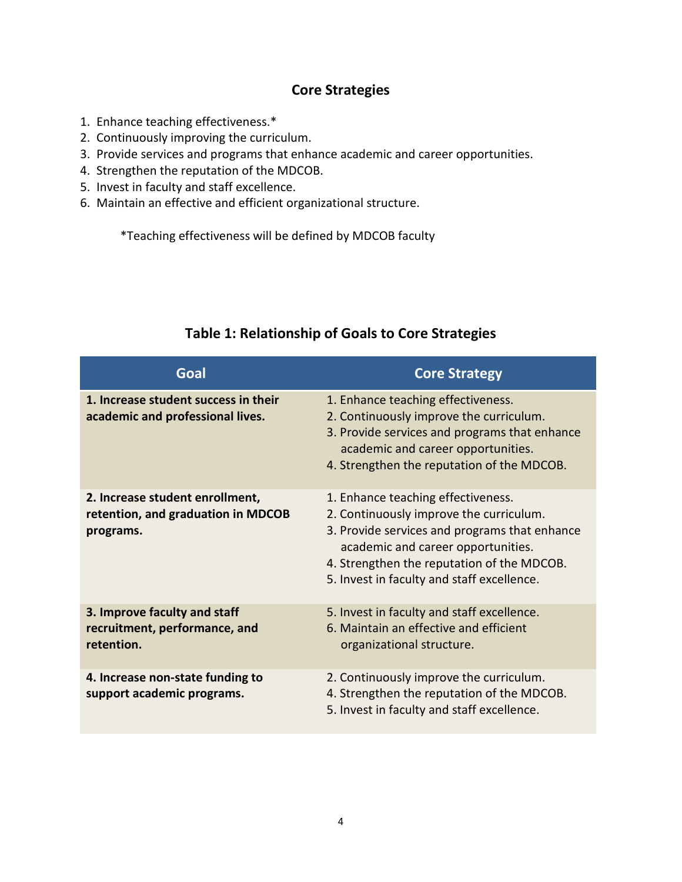## Core Strategies

1. Enhance teaching effectiveness.*
2. Continuously improving the curriculum.
3. Provide services and programs that enhance academic and career opportunities.
4. Strengthen the reputation of the MDCOB.
5. Invest in faculty and staff excellence.
6. Maintain an effective and efficient organizational structure.

*Teaching effectiveness will be defined by MDCOB faculty

## Table 1: Relationship of Goals to Core Strategies

| Goal | Core Strategy |
|---|---|
| **1. Increase student success in their academic and professional lives.** | 1. Enhance teaching effectiveness.<br>2. Continuously improve the curriculum.<br>3. Provide services and programs that enhance academic and career opportunities.<br>4. Strengthen the reputation of the MDCOB. |
| **2. Increase student enrollment, retention, and graduation in MDCOB programs.** | 1. Enhance teaching effectiveness.<br>2. Continuously improve the curriculum.<br>3. Provide services and programs that enhance academic and career opportunities.<br>4. Strengthen the reputation of the MDCOB.<br>5. Invest in faculty and staff excellence. |
| **3. Improve faculty and staff recruitment, performance, and retention.** | 5. Invest in faculty and staff excellence.<br>6. Maintain an effective and efficient organizational structure. |
| **4. Increase non-state funding to support academic programs.** | 2. Continuously improve the curriculum.<br>4. Strengthen the reputation of the MDCOB.<br>5. Invest in faculty and staff excellence. |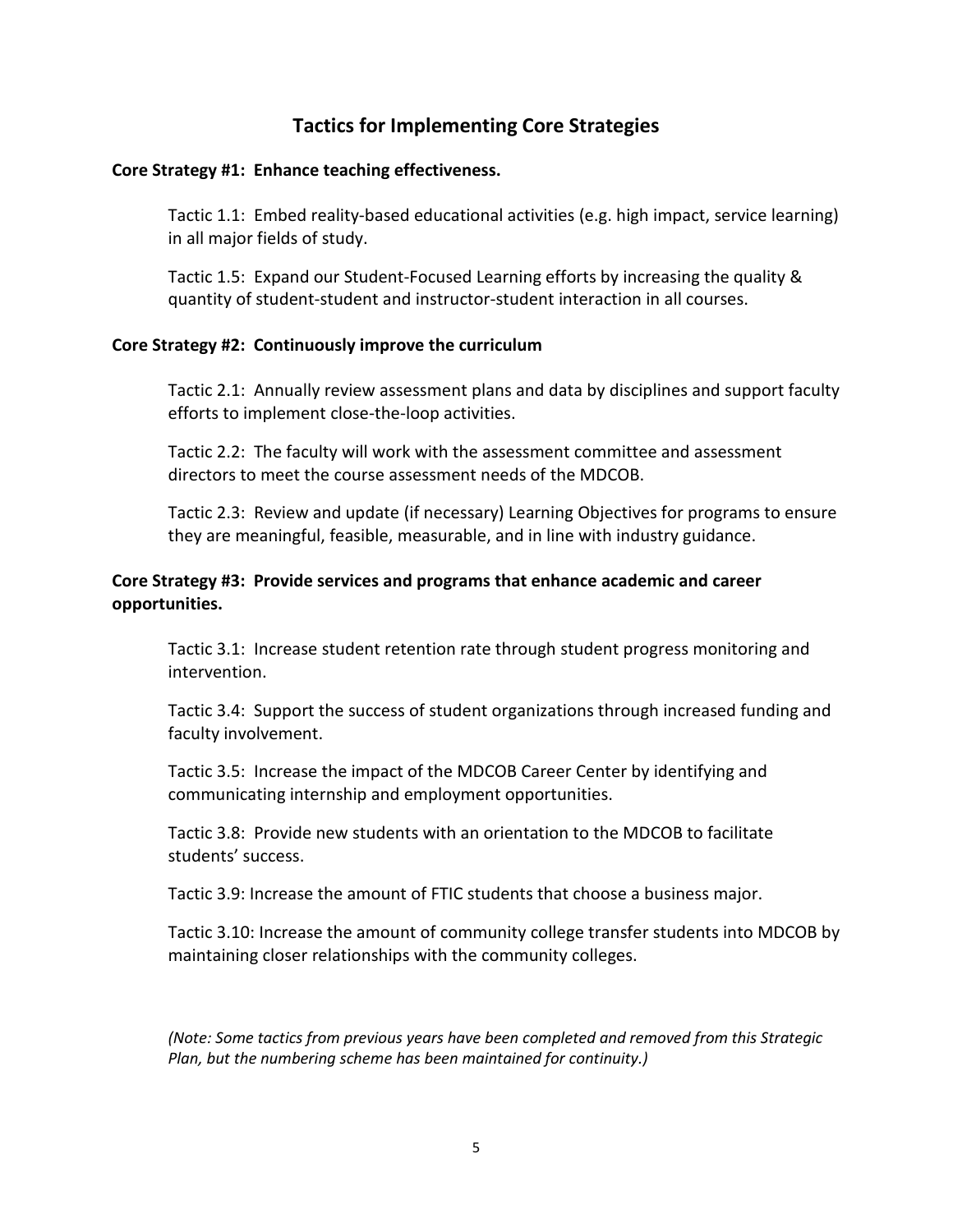## Tactics for Implementing Core Strategies

**Core Strategy #1: Enhance teaching effectiveness.**

Tactic 1.1: Embed reality-based educational activities (e.g. high impact, service learning) in all major fields of study.

Tactic 1.5: Expand our Student-Focused Learning efforts by increasing the quality & quantity of student-student and instructor-student interaction in all courses.

**Core Strategy #2: Continuously improve the curriculum**

Tactic 2.1: Annually review assessment plans and data by disciplines and support faculty efforts to implement close-the-loop activities.

Tactic 2.2: The faculty will work with the assessment committee and assessment directors to meet the course assessment needs of the MDCOB.

Tactic 2.3: Review and update (if necessary) Learning Objectives for programs to ensure they are meaningful, feasible, measurable, and in line with industry guidance.

**Core Strategy #3: Provide services and programs that enhance academic and career opportunities.**

Tactic 3.1: Increase student retention rate through student progress monitoring and intervention.

Tactic 3.4: Support the success of student organizations through increased funding and faculty involvement.

Tactic 3.5: Increase the impact of the MDCOB Career Center by identifying and communicating internship and employment opportunities.

Tactic 3.8: Provide new students with an orientation to the MDCOB to facilitate students' success.

Tactic 3.9: Increase the amount of FTIC students that choose a business major.

Tactic 3.10: Increase the amount of community college transfer students into MDCOB by maintaining closer relationships with the community colleges.

*(Note: Some tactics from previous years have been completed and removed from this Strategic Plan, but the numbering scheme has been maintained for continuity.)*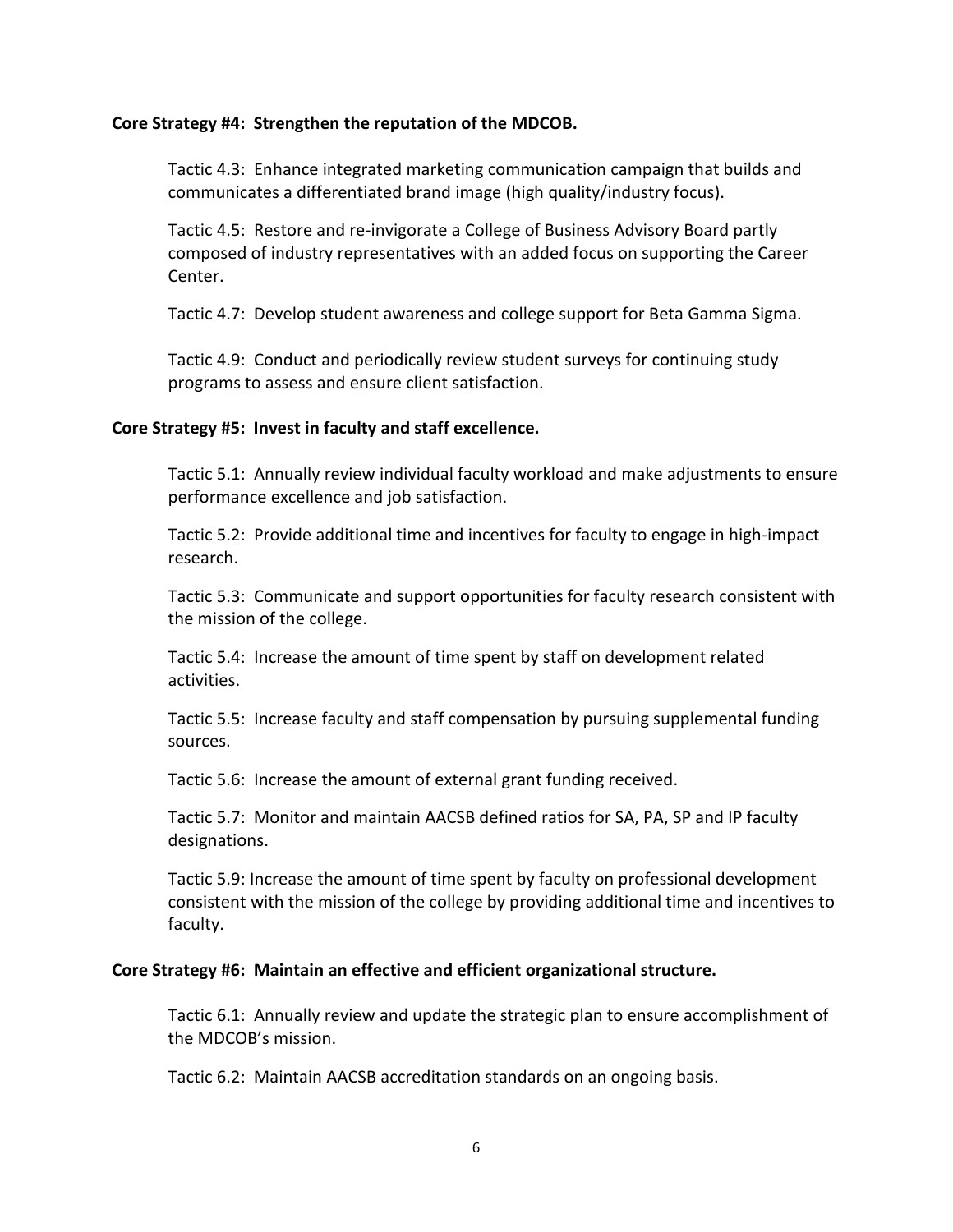**Core Strategy #4: Strengthen the reputation of the MDCOB.**

Tactic 4.3: Enhance integrated marketing communication campaign that builds and communicates a differentiated brand image (high quality/industry focus).

Tactic 4.5: Restore and re-invigorate a College of Business Advisory Board partly composed of industry representatives with an added focus on supporting the Career Center.

Tactic 4.7: Develop student awareness and college support for Beta Gamma Sigma.

Tactic 4.9: Conduct and periodically review student surveys for continuing study programs to assess and ensure client satisfaction.

**Core Strategy #5: Invest in faculty and staff excellence.**

Tactic 5.1: Annually review individual faculty workload and make adjustments to ensure performance excellence and job satisfaction.

Tactic 5.2: Provide additional time and incentives for faculty to engage in high-impact research.

Tactic 5.3: Communicate and support opportunities for faculty research consistent with the mission of the college.

Tactic 5.4: Increase the amount of time spent by staff on development related activities.

Tactic 5.5: Increase faculty and staff compensation by pursuing supplemental funding sources.

Tactic 5.6: Increase the amount of external grant funding received.

Tactic 5.7: Monitor and maintain AACSB defined ratios for SA, PA, SP and IP faculty designations.

Tactic 5.9: Increase the amount of time spent by faculty on professional development consistent with the mission of the college by providing additional time and incentives to faculty.

**Core Strategy #6: Maintain an effective and efficient organizational structure.**

Tactic 6.1: Annually review and update the strategic plan to ensure accomplishment of the MDCOB's mission.

Tactic 6.2: Maintain AACSB accreditation standards on an ongoing basis.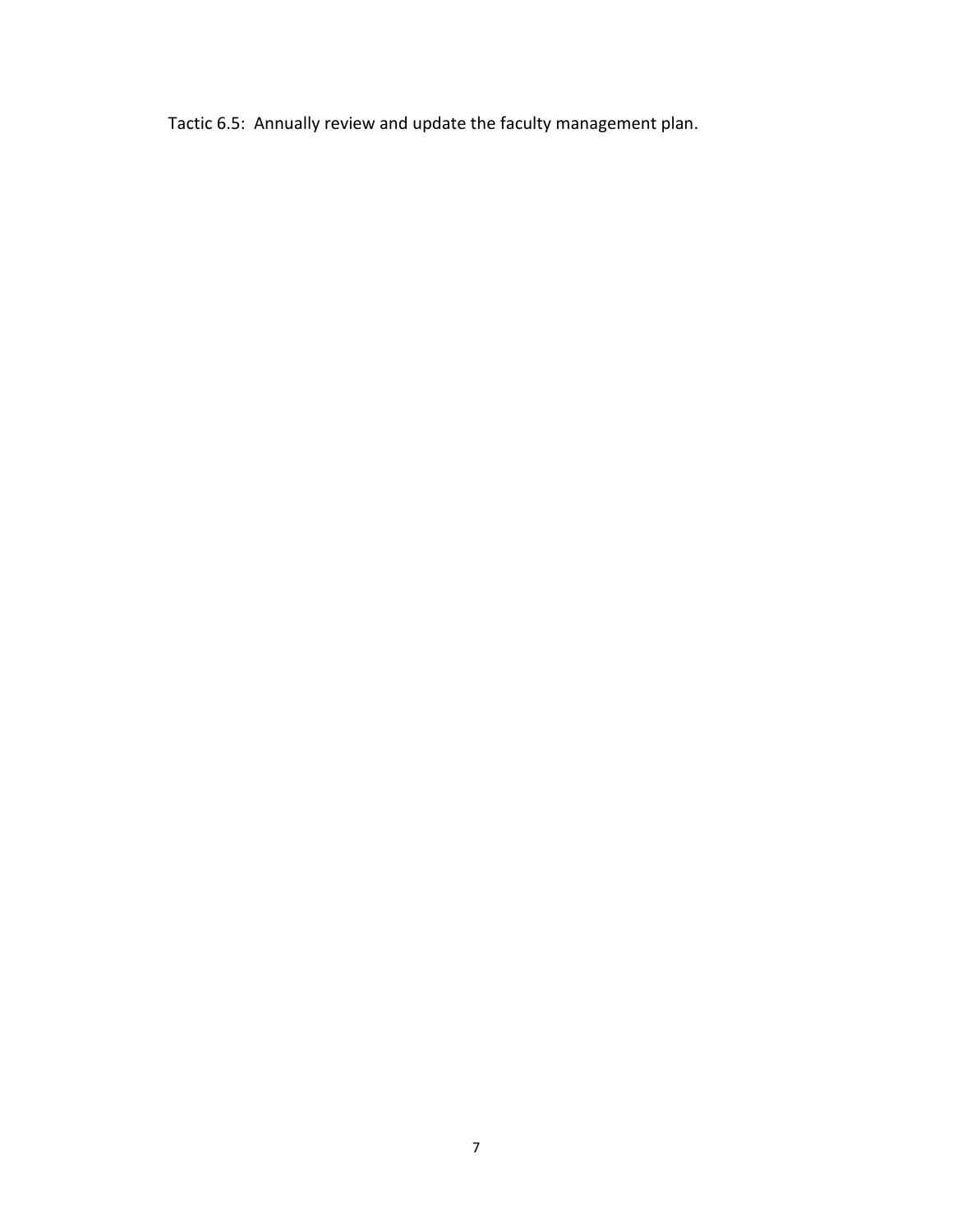Tactic 6.5: Annually review and update the faculty management plan.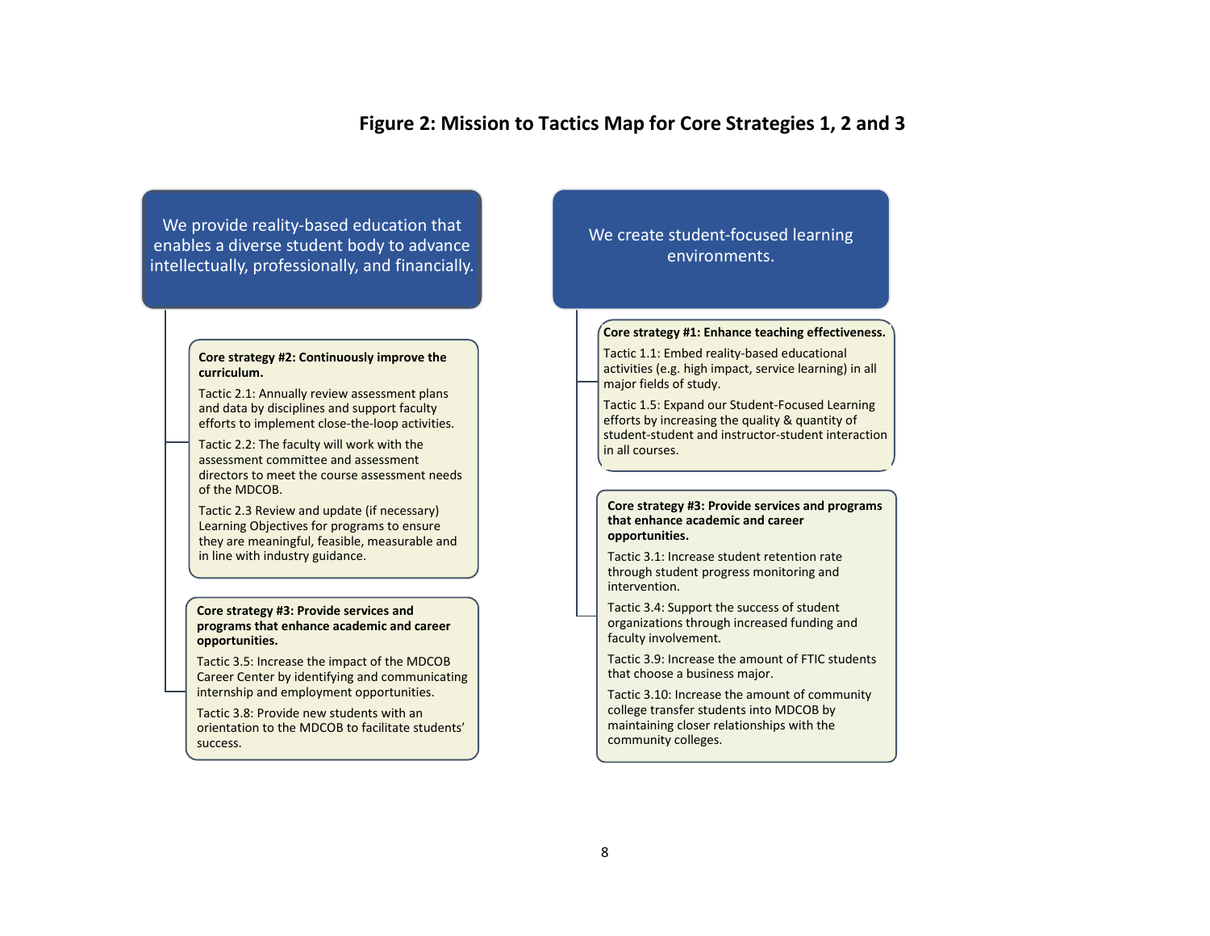# Figure 2: Mission to Tactics Map for Core Strategies 1, 2 and 3

**We provide reality-based education that enables a diverse student body to advance intellectually, professionally, and financially.**

**Core strategy #2: Continuously improve the curriculum.**

Tactic 2.1: Annually review assessment plans and data by disciplines and support faculty efforts to implement close-the-loop activities.

Tactic 2.2: The faculty will work with the assessment committee and assessment directors to meet the course assessment needs of the MDCOB.

Tactic 2.3 Review and update (if necessary) Learning Objectives for programs to ensure they are meaningful, feasible, measurable and in line with industry guidance.

**Core strategy #3: Provide services and programs that enhance academic and career opportunities.**

Tactic 3.5: Increase the impact of the MDCOB Career Center by identifying and communicating internship and employment opportunities.

Tactic 3.8: Provide new students with an orientation to the MDCOB to facilitate students' success.

**We create student-focused learning environments.**

**Core strategy #1: Enhance teaching effectiveness.**

Tactic 1.1: Embed reality-based educational activities (e.g. high impact, service learning) in all major fields of study.

Tactic 1.5: Expand our Student-Focused Learning efforts by increasing the quality & quantity of student-student and instructor-student interaction in all courses.

**Core strategy #3: Provide services and programs that enhance academic and career opportunities.**

Tactic 3.1: Increase student retention rate through student progress monitoring and intervention.

Tactic 3.4: Support the success of student organizations through increased funding and faculty involvement.

Tactic 3.9: Increase the amount of FTIC students that choose a business major.

Tactic 3.10: Increase the amount of community college transfer students into MDCOB by maintaining closer relationships with the community colleges.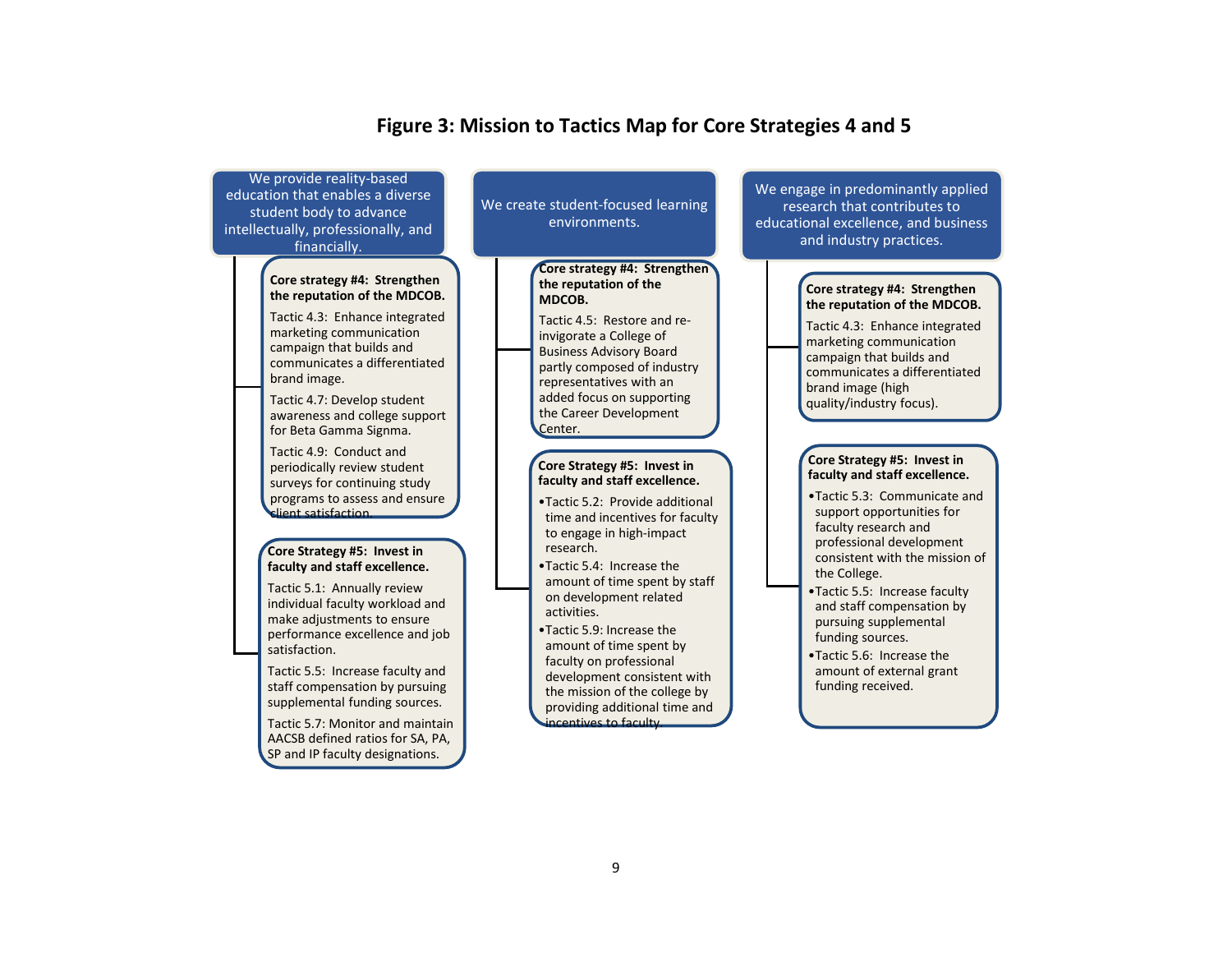# Figure 3: Mission to Tactics Map for Core Strategies 4 and 5

## We provide reality-based education that enables a diverse student body to advance intellectually, professionally, and financially.

**Core strategy #4: Strengthen the reputation of the MDCOB.**

Tactic 4.3: Enhance integrated marketing communication campaign that builds and communicates a differentiated brand image.

Tactic 4.7: Develop student awareness and college support for Beta Gamma Signma.

Tactic 4.9: Conduct and periodically review student surveys for continuing study programs to assess and ensure client satisfaction.

**Core Strategy #5: Invest in faculty and staff excellence.**

Tactic 5.1: Annually review individual faculty workload and make adjustments to ensure performance excellence and job satisfaction.

Tactic 5.5: Increase faculty and staff compensation by pursuing supplemental funding sources.

Tactic 5.7: Monitor and maintain AACSB defined ratios for SA, PA, SP and IP faculty designations.

## We create student-focused learning environments.

**Core strategy #4: Strengthen the reputation of the MDCOB.**

Tactic 4.5: Restore and re-invigorate a College of Business Advisory Board partly composed of industry representatives with an added focus on supporting the Career Development Center.

**Core Strategy #5: Invest in faculty and staff excellence.**

- Tactic 5.2: Provide additional time and incentives for faculty to engage in high-impact research.
- Tactic 5.4: Increase the amount of time spent by staff on development related activities.
- Tactic 5.9: Increase the amount of time spent by faculty on professional development consistent with the mission of the college by providing additional time and incentives to faculty.

## We engage in predominantly applied research that contributes to educational excellence, and business and industry practices.

**Core strategy #4: Strengthen the reputation of the MDCOB.**

Tactic 4.3: Enhance integrated marketing communication campaign that builds and communicates a differentiated brand image (high quality/industry focus).

**Core Strategy #5: Invest in faculty and staff excellence.**

- Tactic 5.3: Communicate and support opportunities for faculty research and professional development consistent with the mission of the College.
- Tactic 5.5: Increase faculty and staff compensation by pursuing supplemental funding sources.
- Tactic 5.6: Increase the amount of external grant funding received.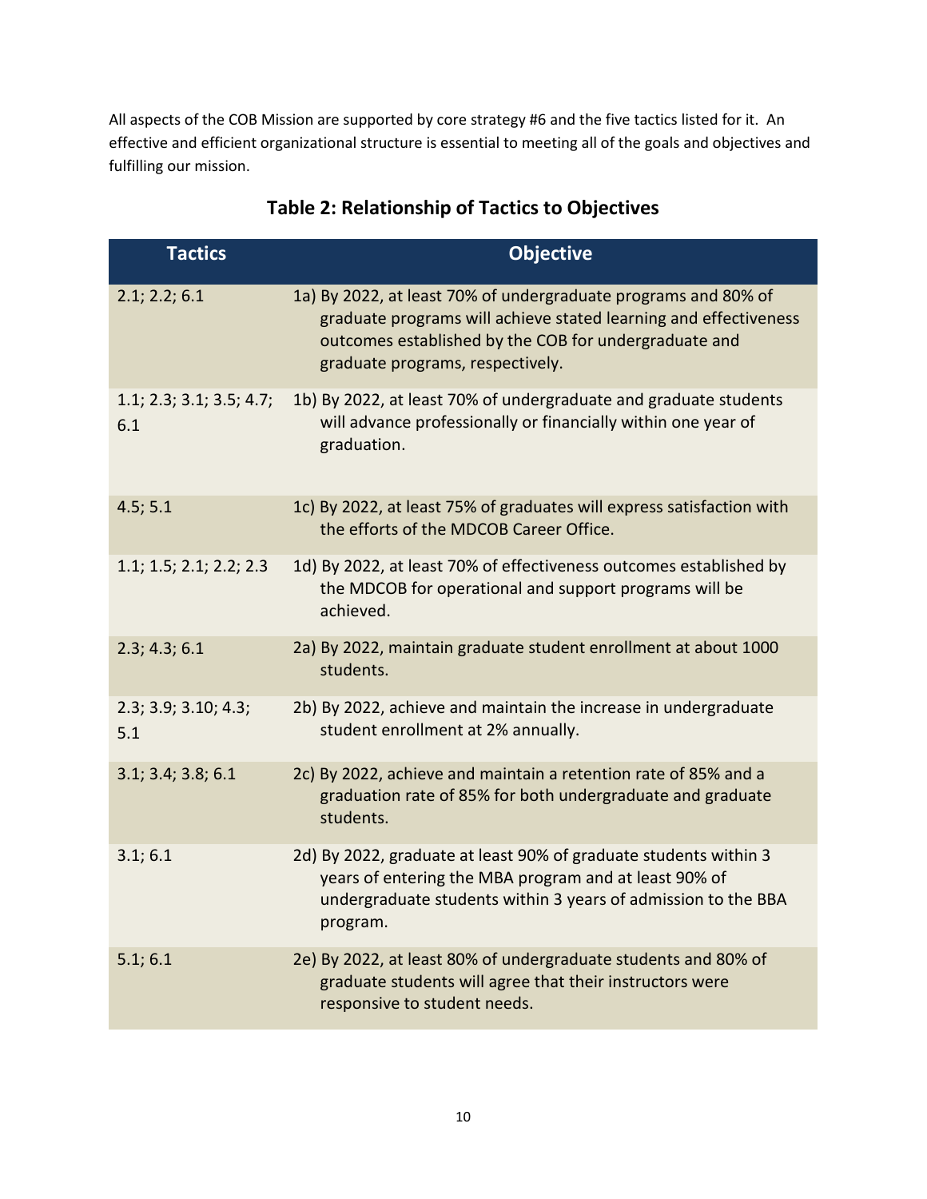All aspects of the COB Mission are supported by core strategy #6 and the five tactics listed for it. An effective and efficient organizational structure is essential to meeting all of the goals and objectives and fulfilling our mission.

## Table 2: Relationship of Tactics to Objectives

| Tactics | Objective |
|---|---|
| 2.1; 2.2; 6.1 | 1a) By 2022, at least 70% of undergraduate programs and 80% of graduate programs will achieve stated learning and effectiveness outcomes established by the COB for undergraduate and graduate programs, respectively. |
| 1.1; 2.3; 3.1; 3.5; 4.7; 6.1 | 1b) By 2022, at least 70% of undergraduate and graduate students will advance professionally or financially within one year of graduation. |
| 4.5; 5.1 | 1c) By 2022, at least 75% of graduates will express satisfaction with the efforts of the MDCOB Career Office. |
| 1.1; 1.5; 2.1; 2.2; 2.3 | 1d) By 2022, at least 70% of effectiveness outcomes established by the MDCOB for operational and support programs will be achieved. |
| 2.3; 4.3; 6.1 | 2a) By 2022, maintain graduate student enrollment at about 1000 students. |
| 2.3; 3.9; 3.10; 4.3; 5.1 | 2b) By 2022, achieve and maintain the increase in undergraduate student enrollment at 2% annually. |
| 3.1; 3.4; 3.8; 6.1 | 2c) By 2022, achieve and maintain a retention rate of 85% and a graduation rate of 85% for both undergraduate and graduate students. |
| 3.1; 6.1 | 2d) By 2022, graduate at least 90% of graduate students within 3 years of entering the MBA program and at least 90% of undergraduate students within 3 years of admission to the BBA program. |
| 5.1; 6.1 | 2e) By 2022, at least 80% of undergraduate students and 80% of graduate students will agree that their instructors were responsive to student needs. |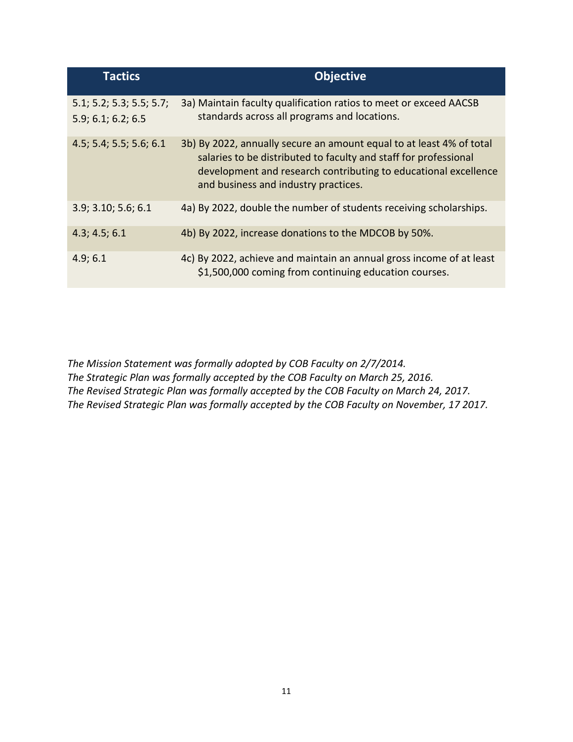| Tactics | Objective |
|---|---|
| 5.1; 5.2; 5.3; 5.5; 5.7; 5.9; 6.1; 6.2; 6.5 | 3a) Maintain faculty qualification ratios to meet or exceed AACSB standards across all programs and locations. |
| 4.5; 5.4; 5.5; 5.6; 6.1 | 3b) By 2022, annually secure an amount equal to at least 4% of total salaries to be distributed to faculty and staff for professional development and research contributing to educational excellence and business and industry practices. |
| 3.9; 3.10; 5.6; 6.1 | 4a) By 2022, double the number of students receiving scholarships. |
| 4.3; 4.5; 6.1 | 4b) By 2022, increase donations to the MDCOB by 50%. |
| 4.9; 6.1 | 4c) By 2022, achieve and maintain an annual gross income of at least $1,500,000 coming from continuing education courses. |

*The Mission Statement was formally adopted by COB Faculty on 2/7/2014.*
*The Strategic Plan was formally accepted by the COB Faculty on March 25, 2016.*
*The Revised Strategic Plan was formally accepted by the COB Faculty on March 24, 2017.*
*The Revised Strategic Plan was formally accepted by the COB Faculty on November, 17 2017.*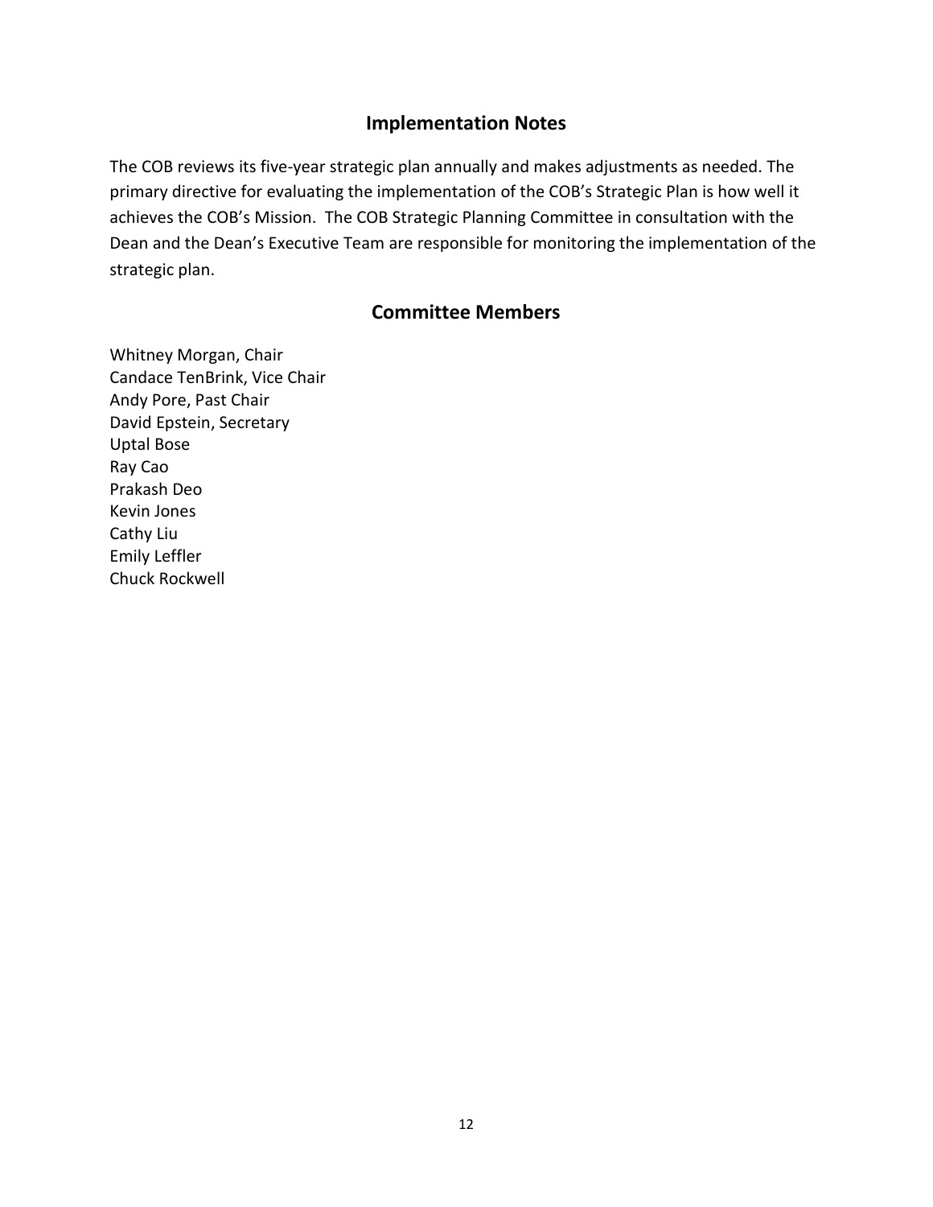## Implementation Notes

The COB reviews its five-year strategic plan annually and makes adjustments as needed. The primary directive for evaluating the implementation of the COB's Strategic Plan is how well it achieves the COB's Mission. The COB Strategic Planning Committee in consultation with the Dean and the Dean's Executive Team are responsible for monitoring the implementation of the strategic plan.

## Committee Members

Whitney Morgan, Chair
Candace TenBrink, Vice Chair
Andy Pore, Past Chair
David Epstein, Secretary
Uptal Bose
Ray Cao
Prakash Deo
Kevin Jones
Cathy Liu
Emily Leffler
Chuck Rockwell